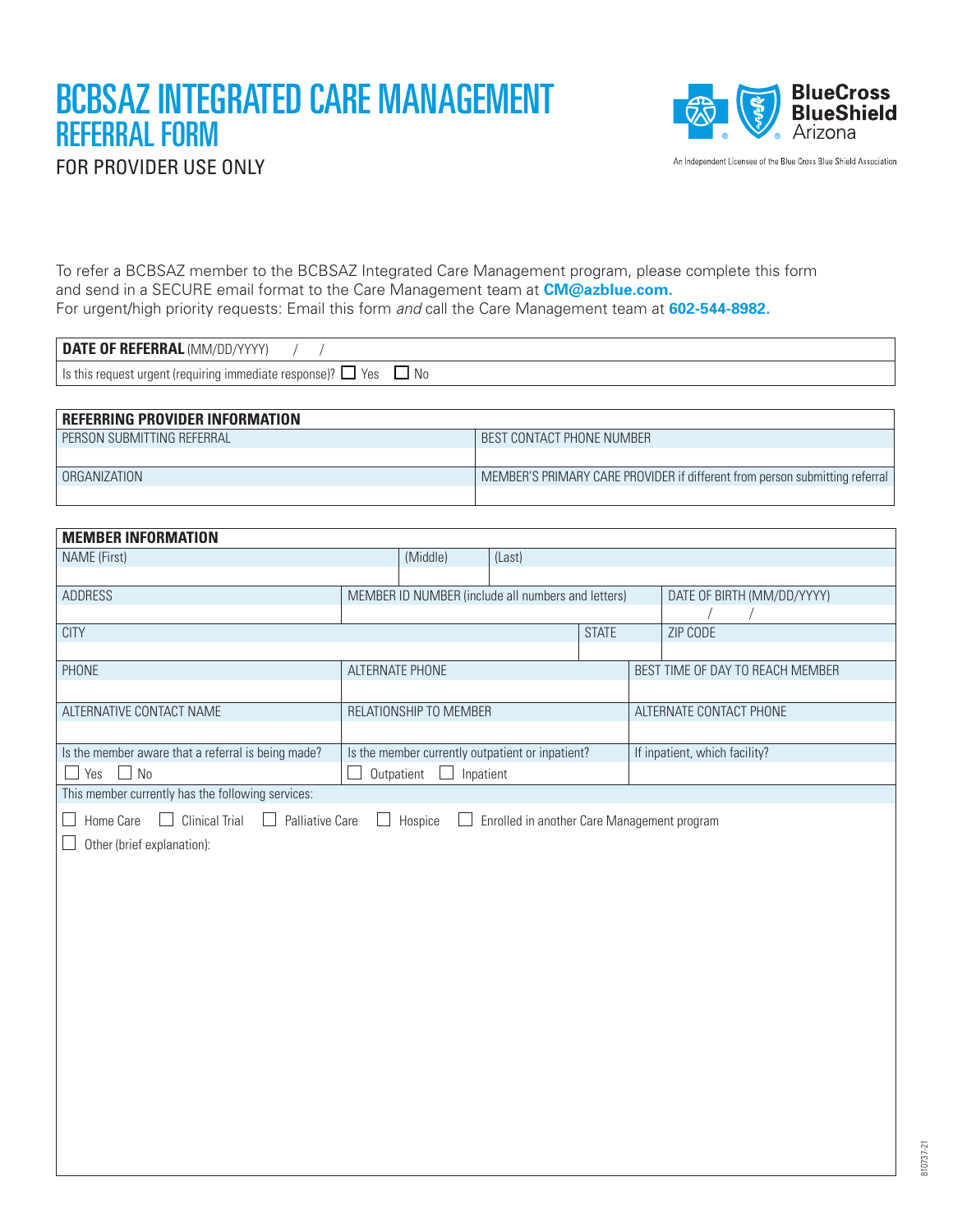# BCBSAZ INTEGRATED CARE MANAGEMENT REFERRAL FORM

FOR PROVIDER USE ONLY

BlueCross BlueShield Arizona

An Independent Licensee of the Blue Cross Blue Shield Association

To refer a BCBSAZ member to the BCBSAZ Integrated Care Management program, please complete this form and send in a SECURE email format to the Care Management team at **CM@azblue.com.**
For urgent/high priority requests: Email this form *and* call the Care Management team at **602-544-8982.**

| **DATE OF REFERRAL** (MM/DD/YYYY) / / |
|---|
| Is this request urgent (requiring immediate response)? ☐ Yes ☐ No |

| **REFERRING PROVIDER INFORMATION** | |
|---|---|
| PERSON SUBMITTING REFERRAL | BEST CONTACT PHONE NUMBER |
| | |
| ORGANIZATION | MEMBER'S PRIMARY CARE PROVIDER if different from person submitting referral |
| | |

| **MEMBER INFORMATION** | | |
|---|---|---|
| NAME (First) | (Middle) | (Last) |
| | | |
| ADDRESS | MEMBER ID NUMBER (include all numbers and letters) | DATE OF BIRTH (MM/DD/YYYY) / / |
| CITY | STATE | ZIP CODE |
| | | |
| PHONE | ALTERNATE PHONE | BEST TIME OF DAY TO REACH MEMBER |
| | | |
| ALTERNATIVE CONTACT NAME | RELATIONSHIP TO MEMBER | ALTERNATE CONTACT PHONE |
| | | |
| Is the member aware that a referral is being made? | Is the member currently outpatient or inpatient? | If inpatient, which facility? |
| ☐ Yes ☐ No | ☐ Outpatient ☐ Inpatient | |

This member currently has the following services:

☐ Home Care ☐ Clinical Trial ☐ Palliative Care ☐ Hospice ☐ Enrolled in another Care Management program

☐ Other (brief explanation):

81073721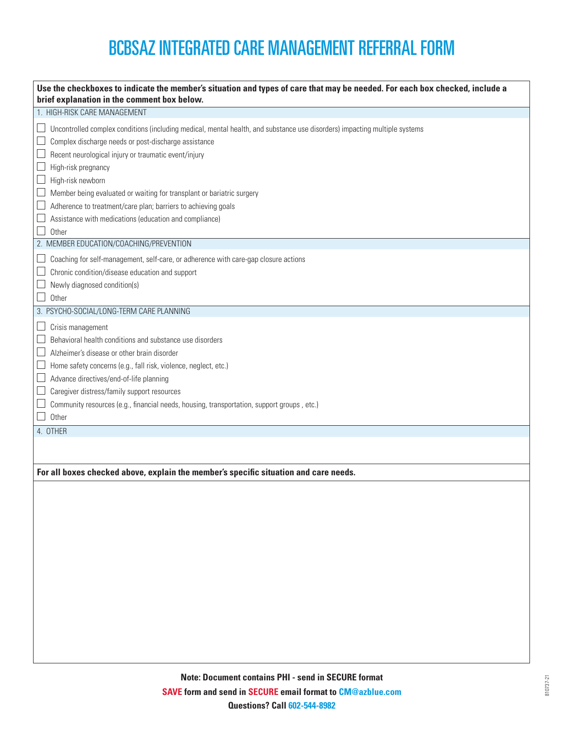# BCBSAZ INTEGRATED CARE MANAGEMENT REFERRAL FORM

**Use the checkboxes to indicate the member's situation and types of care that may be needed. For each box checked, include a brief explanation in the comment box below.**

## 1. HIGH-RISK CARE MANAGEMENT

- ☐ Uncontrolled complex conditions (including medical, mental health, and substance use disorders) impacting multiple systems
- ☐ Complex discharge needs or post-discharge assistance
- ☐ Recent neurological injury or traumatic event/injury
- ☐ High-risk pregnancy
- ☐ High-risk newborn
- ☐ Member being evaluated or waiting for transplant or bariatric surgery
- ☐ Adherence to treatment/care plan; barriers to achieving goals
- ☐ Assistance with medications (education and compliance)
- ☐ Other

## 2. MEMBER EDUCATION/COACHING/PREVENTION

- ☐ Coaching for self-management, self-care, or adherence with care-gap closure actions
- ☐ Chronic condition/disease education and support
- ☐ Newly diagnosed condition(s)
- ☐ Other

## 3. PSYCHO-SOCIAL/LONG-TERM CARE PLANNING

- ☐ Crisis management
- ☐ Behavioral health conditions and substance use disorders
- ☐ Alzheimer's disease or other brain disorder
- ☐ Home safety concerns (e.g., fall risk, violence, neglect, etc.)
- ☐ Advance directives/end-of-life planning
- ☐ Caregiver distress/family support resources
- ☐ Community resources (e.g., financial needs, housing, transportation, support groups , etc.)
- ☐ Other

## 4. OTHER

**For all boxes checked above, explain the member's specific situation and care needs.**

**Note: Document contains PHI - send in SECURE format**

**SAVE form and send in SECURE email format to CM@azblue.com**

**Questions? Call 602-544-8982**

810737-21